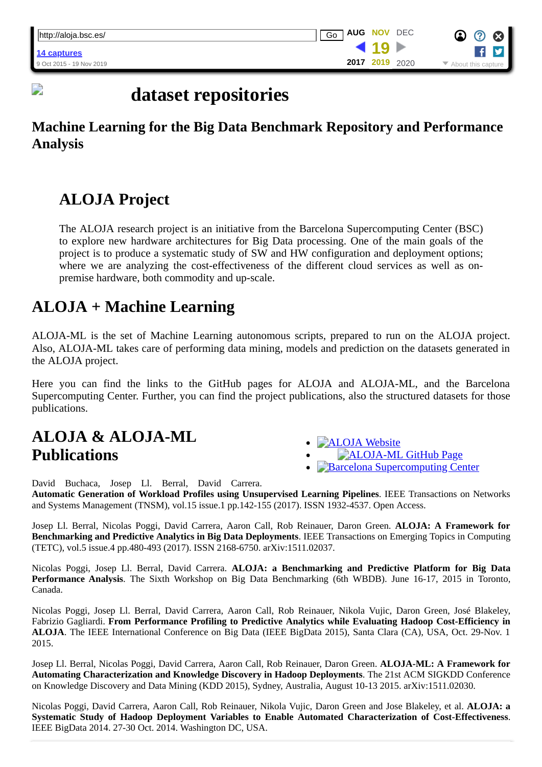# dataset repositories

## Machine Learning for the Big Data Benchmark Repository and Performance Analysis

### ALOJA Project

The ALOJA research project is an initiative from the Barcelona Supercomputing Center (BSC) to explore new hardware architectures for Big Data processing. One of the main goals of the project is to produce a systematic study of SW and HW configuration and deployment options; where we are analyzing the cost-effectiveness of the different cloud services as well as on-premise hardware, both commodity and up-scale.

## ALOJA + Machine Learning

ALOJA-ML is the set of Machine Learning autonomous scripts, prepared to run on the ALOJA project. Also, ALOJA-ML takes care of performing data mining, models and prediction on the datasets generated in the ALOJA project.

Here you can find the links to the GitHub pages for ALOJA and ALOJA-ML, and the Barcelona Supercomputing Center. Further, you can find the project publications, also the structured datasets for those publications.

- ALOJA Website
- ALOJA-ML GitHub Page
- Barcelona Supercomputing Center

## ALOJA & ALOJA-ML Publications

David Buchaca, Josep Ll. Berral, David Carrera. **Automatic Generation of Workload Profiles using Unsupervised Learning Pipelines**. IEEE Transactions on Networks and Systems Management (TNSM), vol.15 issue.1 pp.142-155 (2017). ISSN 1932-4537. Open Access.

Josep Ll. Berral, Nicolas Poggi, David Carrera, Aaron Call, Rob Reinauer, Daron Green. **ALOJA: A Framework for Benchmarking and Predictive Analytics in Big Data Deployments**. IEEE Transactions on Emerging Topics in Computing (TETC), vol.5 issue.4 pp.480-493 (2017). ISSN 2168-6750. arXiv:1511.02037.

Nicolas Poggi, Josep Ll. Berral, David Carrera. **ALOJA: a Benchmarking and Predictive Platform for Big Data Performance Analysis**. The Sixth Workshop on Big Data Benchmarking (6th WBDB). June 16-17, 2015 in Toronto, Canada.

Nicolas Poggi, Josep Ll. Berral, David Carrera, Aaron Call, Rob Reinauer, Nikola Vujic, Daron Green, José Blakeley, Fabrizio Gagliardi. **From Performance Profiling to Predictive Analytics while Evaluating Hadoop Cost-Efficiency in ALOJA**. The IEEE International Conference on Big Data (IEEE BigData 2015), Santa Clara (CA), USA, Oct. 29-Nov. 1 2015.

Josep Ll. Berral, Nicolas Poggi, David Carrera, Aaron Call, Rob Reinauer, Daron Green. **ALOJA-ML: A Framework for Automating Characterization and Knowledge Discovery in Hadoop Deployments**. The 21st ACM SIGKDD Conference on Knowledge Discovery and Data Mining (KDD 2015), Sydney, Australia, August 10-13 2015. arXiv:1511.02030.

Nicolas Poggi, David Carrera, Aaron Call, Rob Reinauer, Nikola Vujic, Daron Green and Jose Blakeley, et al. **ALOJA: a Systematic Study of Hadoop Deployment Variables to Enable Automated Characterization of Cost-Effectiveness**. IEEE BigData 2014. 27-30 Oct. 2014. Washington DC, USA.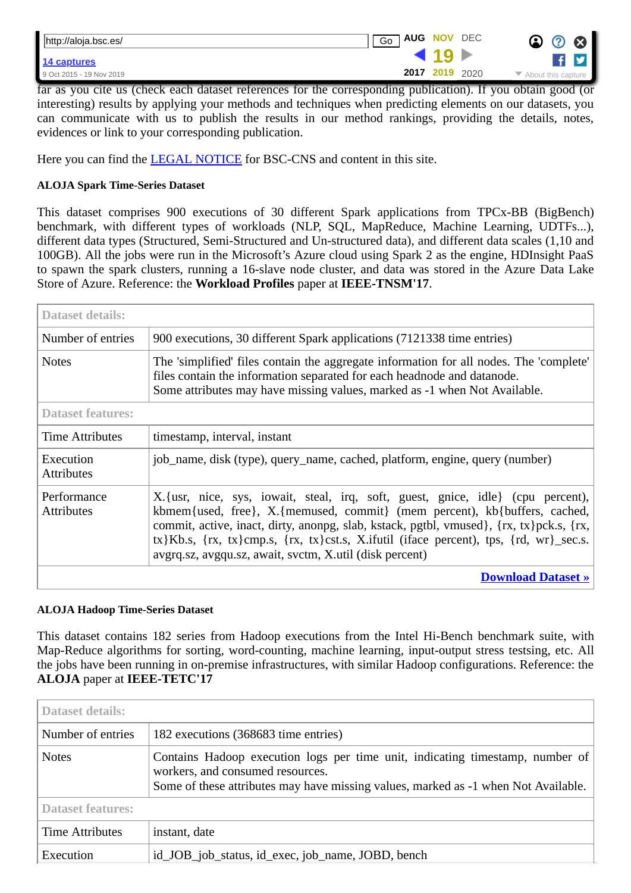far as you cite us (check each dataset references for the corresponding publication). If you obtain good (or interesting) results by applying your methods and techniques when predicting elements on our datasets, you can communicate with us to publish the results in our method rankings, providing the details, notes, evidences or link to your corresponding publication.

Here you can find the LEGAL NOTICE for BSC-CNS and content in this site.

#### ALOJA Spark Time-Series Dataset

This dataset comprises 900 executions of 30 different Spark applications from TPCx-BB (BigBench) benchmark, with different types of workloads (NLP, SQL, MapReduce, Machine Learning, UDTFs...), different data types (Structured, Semi-Structured and Un-structured data), and different data scales (1,10 and 100GB). All the jobs were run in the Microsoft's Azure cloud using Spark 2 as the engine, HDInsight PaaS to spawn the spark clusters, running a 16-slave node cluster, and data was stored in the Azure Data Lake Store of Azure. Reference: the **Workload Profiles** paper at **IEEE-TNSM'17**.

| Dataset details: | |
|---|---|
| Number of entries | 900 executions, 30 different Spark applications (7121338 time entries) |
| Notes | The 'simplified' files contain the aggregate information for all nodes. The 'complete' files contain the information separated for each headnode and datanode.<br>Some attributes may have missing values, marked as -1 when Not Available. |
| **Dataset features:** | |
| Time Attributes | timestamp, interval, instant |
| Execution Attributes | job_name, disk (type), query_name, cached, platform, engine, query (number) |
| Performance Attributes | X.{usr, nice, sys, iowait, steal, irq, soft, guest, gnice, idle} (cpu percent), kbmem{used, free}, X.{memused, commit} (mem percent), kb{buffers, cached, commit, active, inact, dirty, anonpg, slab, kstack, pgtbl, vmused}, {rx, tx}pck.s, {rx, tx}Kb.s, {rx, tx}cmp.s, {rx, tx}cst.s, X.ifutil (iface percent), tps, {rd, wr}_sec.s. avgrq.sz, avgqu.sz, await, svctm, X.util (disk percent) |
| | **Download Dataset »** |

#### ALOJA Hadoop Time-Series Dataset

This dataset contains 182 series from Hadoop executions from the Intel Hi-Bench benchmark suite, with Map-Reduce algorithms for sorting, word-counting, machine learning, input-output stress testsing, etc. All the jobs have been running in on-premise infrastructures, with similar Hadoop configurations. Reference: the **ALOJA** paper at **IEEE-TETC'17**

| Dataset details: | |
|---|---|
| Number of entries | 182 executions (368683 time entries) |
| Notes | Contains Hadoop execution logs per time unit, indicating timestamp, number of workers, and consumed resources.<br>Some of these attributes may have missing values, marked as -1 when Not Available. |
| **Dataset features:** | |
| Time Attributes | instant, date |
| Execution | id_JOB_job_status, id_exec, job_name, JOBD, bench |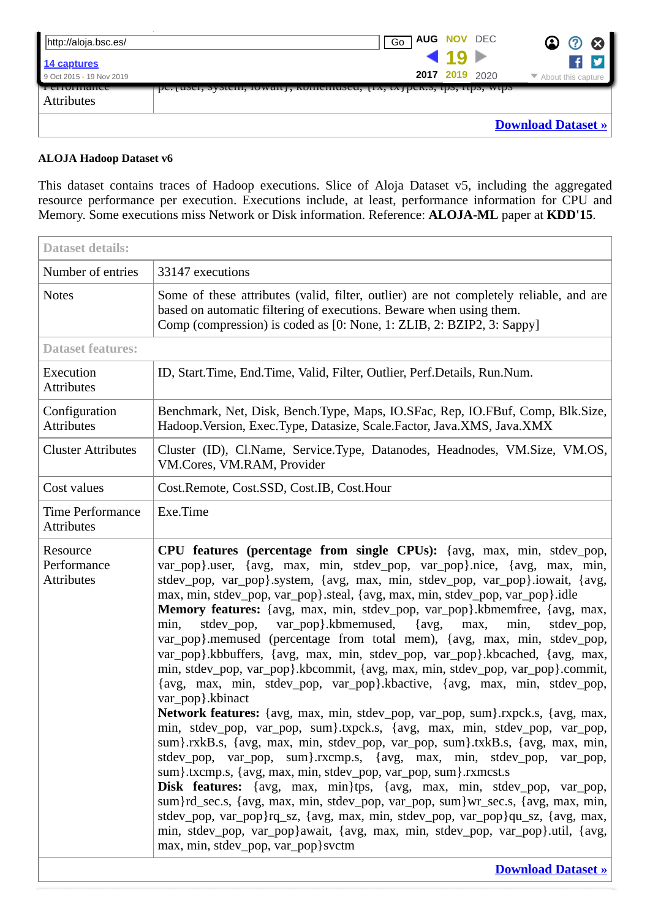| Performance Attributes | pc.{user, system, iowait}, kbmemused, {rx, tx}pck.s, tps, rtps, wtps |
|---|---|

**Download Dataset »**

**ALOJA Hadoop Dataset v6**

This dataset contains traces of Hadoop executions. Slice of Aloja Dataset v5, including the aggregated resource performance per execution. Executions include, at least, performance information for CPU and Memory. Some executions miss Network or Disk information. Reference: **ALOJA-ML** paper at **KDD'15**.

| Dataset details: | |
|---|---|
| Number of entries | 33147 executions |
| Notes | Some of these attributes (valid, filter, outlier) are not completely reliable, and are based on automatic filtering of executions. Beware when using them.<br>Comp (compression) is coded as [0: None, 1: ZLIB, 2: BZIP2, 3: Sappy] |
| **Dataset features:** | |
| Execution Attributes | ID, Start.Time, End.Time, Valid, Filter, Outlier, Perf.Details, Run.Num. |
| Configuration Attributes | Benchmark, Net, Disk, Bench.Type, Maps, IO.SFac, Rep, IO.FBuf, Comp, Blk.Size, Hadoop.Version, Exec.Type, Datasize, Scale.Factor, Java.XMS, Java.XMX |
| Cluster Attributes | Cluster (ID), Cl.Name, Service.Type, Datanodes, Headnodes, VM.Size, VM.OS, VM.Cores, VM.RAM, Provider |
| Cost values | Cost.Remote, Cost.SSD, Cost.IB, Cost.Hour |
| Time Performance Attributes | Exe.Time |
| Resource Performance Attributes | **CPU features (percentage from single CPUs):** {avg, max, min, stdev_pop, var_pop}.user, {avg, max, min, stdev_pop, var_pop}.nice, {avg, max, min, stdev_pop, var_pop}.system, {avg, max, min, stdev_pop, var_pop}.iowait, {avg, max, min, stdev_pop, var_pop}.steal, {avg, max, min, stdev_pop, var_pop}.idle<br>**Memory features:** {avg, max, min, stdev_pop, var_pop}.kbmemfree, {avg, max, min, stdev_pop, var_pop}.kbmemused, {avg, max, min, stdev_pop, var_pop}.memused (percentage from total mem), {avg, max, min, stdev_pop, var_pop}.kbbuffers, {avg, max, min, stdev_pop, var_pop}.kbcached, {avg, max, min, stdev_pop, var_pop}.kbcommit, {avg, max, min, stdev_pop, var_pop}.commit, {avg, max, min, stdev_pop, var_pop}.kbactive, {avg, max, min, stdev_pop, var_pop}.kbinact<br>**Network features:** {avg, max, min, stdev_pop, var_pop, sum}.rxpck.s, {avg, max, min, stdev_pop, var_pop, sum}.txpck.s, {avg, max, min, stdev_pop, var_pop, sum}.rxkB.s, {avg, max, min, stdev_pop, var_pop, sum}.txkB.s, {avg, max, min, stdev_pop, var_pop, sum}.rxcmp.s, {avg, max, min, stdev_pop, var_pop, sum}.txcmp.s, {avg, max, min, stdev_pop, var_pop, sum}.rxmcst.s<br>**Disk features:** {avg, max, min}tps, {avg, max, min, stdev_pop, var_pop, sum}rd_sec.s, {avg, max, min, stdev_pop, var_pop, sum}wr_sec.s, {avg, max, min, stdev_pop, var_pop}rq_sz, {avg, max, min, stdev_pop, var_pop}qu_sz, {avg, max, min, stdev_pop, var_pop}await, {avg, max, min, stdev_pop, var_pop}.util, {avg, max, min, stdev_pop, var_pop}svctm |

**Download Dataset »**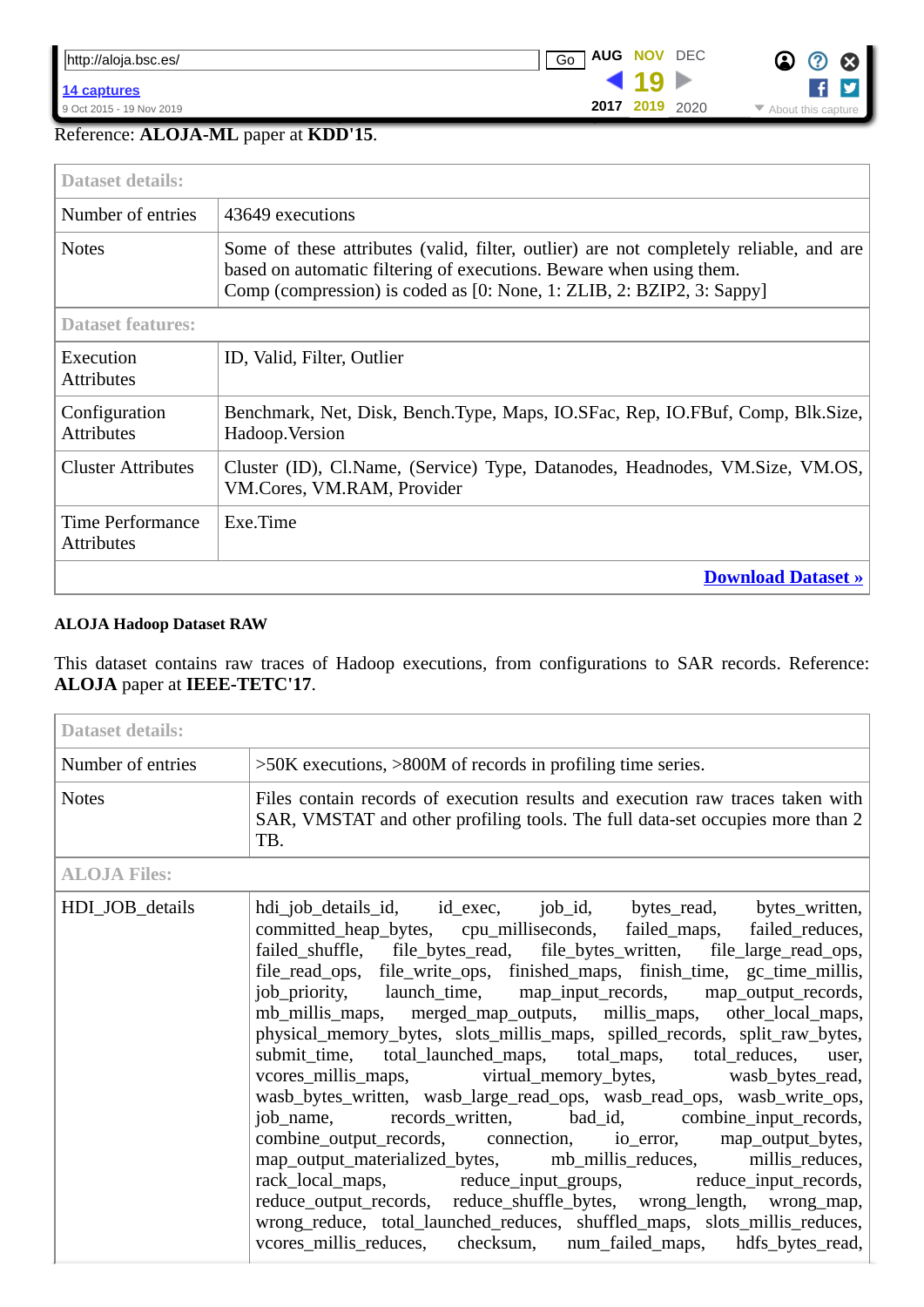Reference: **ALOJA-ML** paper at **KDD'15**.

| Dataset details: | |
|---|---|
| Number of entries | 43649 executions |
| Notes | Some of these attributes (valid, filter, outlier) are not completely reliable, and are based on automatic filtering of executions. Beware when using them.<br>Comp (compression) is coded as [0: None, 1: ZLIB, 2: BZIP2, 3: Sappy] |
| **Dataset features:** | |
| Execution Attributes | ID, Valid, Filter, Outlier |
| Configuration Attributes | Benchmark, Net, Disk, Bench.Type, Maps, IO.SFac, Rep, IO.FBuf, Comp, Blk.Size, Hadoop.Version |
| Cluster Attributes | Cluster (ID), Cl.Name, (Service) Type, Datanodes, Headnodes, VM.Size, VM.OS, VM.Cores, VM.RAM, Provider |
| Time Performance Attributes | Exe.Time |
| | **Download Dataset »** |

**ALOJA Hadoop Dataset RAW**

This dataset contains raw traces of Hadoop executions, from configurations to SAR records. Reference: **ALOJA** paper at **IEEE-TETC'17**.

| Dataset details: | |
|---|---|
| Number of entries | >50K executions, >800M of records in profiling time series. |
| Notes | Files contain records of execution results and execution raw traces taken with SAR, VMSTAT and other profiling tools. The full data-set occupies more than 2 TB. |
| **ALOJA Files:** | |
| HDI_JOB_details | hdi_job_details_id, id_exec, job_id, bytes_read, bytes_written, committed_heap_bytes, cpu_milliseconds, failed_maps, failed_reduces, failed_shuffle, file_bytes_read, file_bytes_written, file_large_read_ops, file_read_ops, file_write_ops, finished_maps, finish_time, gc_time_millis, job_priority, launch_time, map_input_records, map_output_records, mb_millis_maps, merged_map_outputs, millis_maps, other_local_maps, physical_memory_bytes, slots_millis_maps, spilled_records, split_raw_bytes, submit_time, total_launched_maps, total_maps, total_reduces, user, vcores_millis_maps, virtual_memory_bytes, wasb_bytes_read, wasb_bytes_written, wasb_large_read_ops, wasb_read_ops, wasb_write_ops, job_name, records_written, bad_id, combine_input_records, combine_output_records, connection, io_error, map_output_bytes, map_output_materialized_bytes, mb_millis_reduces, millis_reduces, rack_local_maps, reduce_input_groups, reduce_input_records, reduce_output_records, reduce_shuffle_bytes, wrong_length, wrong_map, wrong_reduce, total_launched_reduces, shuffled_maps, slots_millis_reduces, vcores_millis_reduces, checksum, num_failed_maps, hdfs_bytes_read, |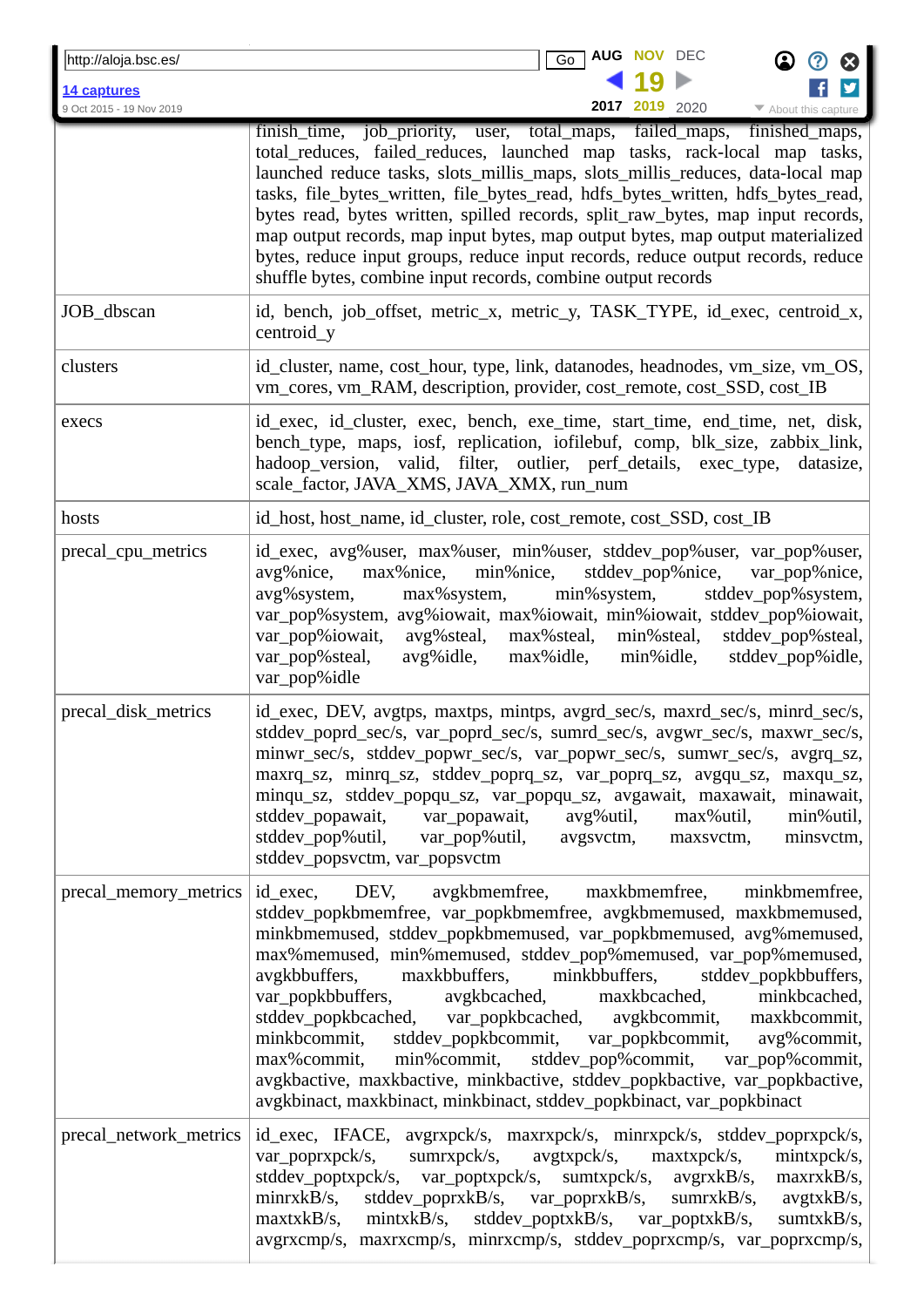|  |  |
|---|---|
|  | finish_time, job_priority, user, total_maps, failed_maps, finished_maps, total_reduces, failed_reduces, launched map tasks, rack-local map tasks, launched reduce tasks, slots_millis_maps, slots_millis_reduces, data-local map tasks, file_bytes_written, file_bytes_read, hdfs_bytes_written, hdfs_bytes_read, bytes read, bytes written, spilled records, split_raw_bytes, map input records, map output records, map input bytes, map output bytes, map output materialized bytes, reduce input groups, reduce input records, reduce output records, reduce shuffle bytes, combine input records, combine output records |
| JOB_dbscan | id, bench, job_offset, metric_x, metric_y, TASK_TYPE, id_exec, centroid_x, centroid_y |
| clusters | id_cluster, name, cost_hour, type, link, datanodes, headnodes, vm_size, vm_OS, vm_cores, vm_RAM, description, provider, cost_remote, cost_SSD, cost_IB |
| execs | id_exec, id_cluster, exec, bench, exe_time, start_time, end_time, net, disk, bench_type, maps, iosf, replication, iofilebuf, comp, blk_size, zabbix_link, hadoop_version, valid, filter, outlier, perf_details, exec_type, datasize, scale_factor, JAVA_XMS, JAVA_XMX, run_num |
| hosts | id_host, host_name, id_cluster, role, cost_remote, cost_SSD, cost_IB |
| precal_cpu_metrics | id_exec, avg%user, max%user, min%user, stddev_pop%user, var_pop%user, avg%nice, max%nice, min%nice, stddev_pop%nice, var_pop%nice, avg%system, max%system, min%system, stddev_pop%system, var_pop%system, avg%iowait, max%iowait, min%iowait, stddev_pop%iowait, var_pop%iowait, avg%steal, max%steal, min%steal, stddev_pop%steal, var_pop%steal, avg%idle, max%idle, min%idle, stddev_pop%idle, var_pop%idle |
| precal_disk_metrics | id_exec, DEV, avgtps, maxtps, mintps, avgrd_sec/s, maxrd_sec/s, minrd_sec/s, stddev_poprd_sec/s, var_poprd_sec/s, sumrd_sec/s, avgwr_sec/s, maxwr_sec/s, minwr_sec/s, stddev_popwr_sec/s, var_popwr_sec/s, sumwr_sec/s, avgrq_sz, maxrq_sz, minrq_sz, stddev_poprq_sz, var_poprq_sz, avgqu_sz, maxqu_sz, minqu_sz, stddev_popqu_sz, var_popqu_sz, avgawait, maxawait, minawait, stddev_popawait, var_popawait, avg%util, max%util, min%util, stddev_pop%util, var_pop%util, avgsvctm, maxsvctm, minsvctm, stddev_popsvctm, var_popsvctm |
| precal_memory_metrics | id_exec, DEV, avgkbmemfree, maxkbmemfree, minkbmemfree, stddev_popkbmemfree, var_popkbmemfree, avgkbmemused, maxkbmemused, minkbmemused, stddev_popkbmemused, var_popkbmemused, avg%memused, max%memused, min%memused, stddev_pop%memused, var_pop%memused, avgkbbuffers, maxkbbuffers, minkbbuffers, stddev_popkbbuffers, var_popkbbuffers, avgkbcached, maxkbcached, minkbcached, stddev_popkbcached, var_popkbcached, avgkbcommit, maxkbcommit, minkbcommit, stddev_popkbcommit, var_popkbcommit, avg%commit, max%commit, min%commit, stddev_pop%commit, var_pop%commit, avgkbactive, maxkbactive, minkbactive, stddev_popkbactive, var_popkbactive, avgkbinact, maxkbinact, minkbinact, stddev_popkbinact, var_popkbinact |
| precal_network_metrics | id_exec, IFACE, avgrxpck/s, maxrxpck/s, minrxpck/s, stddev_poprxpck/s, var_poprxpck/s, sumrxpck/s, avgtxpck/s, maxtxpck/s, mintxpck/s, stddev_poptxpck/s, var_poptxpck/s, sumtxpck/s, avgrxkB/s, maxrxkB/s, minrxkB/s, stddev_poprxkB/s, var_poprxkB/s, sumrxkB/s, avgtxkB/s, maxtxkB/s, mintxkB/s, stddev_poptxkB/s, var_poptxkB/s, sumtxkB/s, avgrxcmp/s, maxrxcmp/s, minrxcmp/s, stddev_poprxcmp/s, var_poprxcmp/s, |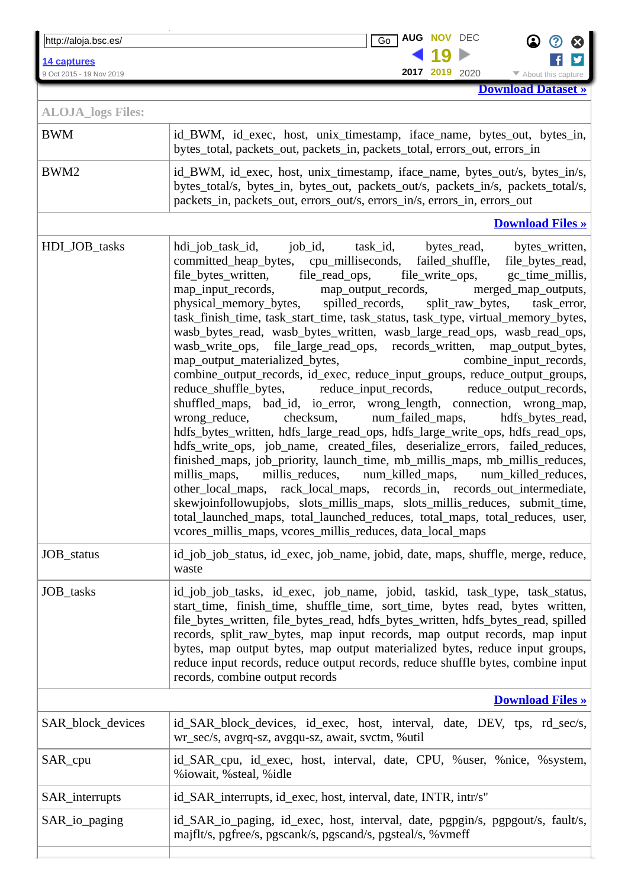[Download Dataset »](#)

| ALOJA_logs Files: | |
|---|---|
| BWM | id_BWM, id_exec, host, unix_timestamp, iface_name, bytes_out, bytes_in, bytes_total, packets_out, packets_in, packets_total, errors_out, errors_in |
| BWM2 | id_BWM, id_exec, host, unix_timestamp, iface_name, bytes_out/s, bytes_in/s, bytes_total/s, bytes_in, bytes_out, packets_out/s, packets_in/s, packets_total/s, packets_in, packets_out, errors_out/s, errors_in/s, errors_in, errors_out |
| | [Download Files »](#) |
| HDI_JOB_tasks | hdi_job_task_id, job_id, task_id, bytes_read, bytes_written, committed_heap_bytes, cpu_milliseconds, failed_shuffle, file_bytes_read, file_bytes_written, file_read_ops, file_write_ops, gc_time_millis, map_input_records, map_output_records, merged_map_outputs, physical_memory_bytes, spilled_records, split_raw_bytes, task_error, task_finish_time, task_start_time, task_status, task_type, virtual_memory_bytes, wasb_bytes_read, wasb_bytes_written, wasb_large_read_ops, wasb_read_ops, wasb_write_ops, file_large_read_ops, records_written, map_output_bytes, map_output_materialized_bytes, combine_input_records, combine_output_records, id_exec, reduce_input_groups, reduce_output_groups, reduce_shuffle_bytes, reduce_input_records, reduce_output_records, shuffled_maps, bad_id, io_error, wrong_length, connection, wrong_map, wrong_reduce, checksum, num_failed_maps, hdfs_bytes_read, hdfs_bytes_written, hdfs_large_read_ops, hdfs_large_write_ops, hdfs_read_ops, hdfs_write_ops, job_name, created_files, deserialize_errors, failed_reduces, finished_maps, job_priority, launch_time, mb_millis_maps, mb_millis_reduces, millis_maps, millis_reduces, num_killed_maps, num_killed_reduces, other_local_maps, rack_local_maps, records_in, records_out_intermediate, skewjoinfollowupjobs, slots_millis_maps, slots_millis_reduces, submit_time, total_launched_maps, total_launched_reduces, total_maps, total_reduces, user, vcores_millis_maps, vcores_millis_reduces, data_local_maps |
| JOB_status | id_job_job_status, id_exec, job_name, jobid, date, maps, shuffle, merge, reduce, waste |
| JOB_tasks | id_job_job_tasks, id_exec, job_name, jobid, taskid, task_type, task_status, start_time, finish_time, shuffle_time, sort_time, bytes read, bytes written, file_bytes_written, file_bytes_read, hdfs_bytes_written, hdfs_bytes_read, spilled records, split_raw_bytes, map input records, map output records, map input bytes, map output bytes, map output materialized bytes, reduce input groups, reduce input records, reduce output records, reduce shuffle bytes, combine input records, combine output records |
| | [Download Files »](#) |
| SAR_block_devices | id_SAR_block_devices, id_exec, host, interval, date, DEV, tps, rd_sec/s, wr_sec/s, avgrq-sz, avgqu-sz, await, svctm, %util |
| SAR_cpu | id_SAR_cpu, id_exec, host, interval, date, CPU, %user, %nice, %system, %iowait, %steal, %idle |
| SAR_interrupts | id_SAR_interrupts, id_exec, host, interval, date, INTR, intr/s" |
| SAR_io_paging | id_SAR_io_paging, id_exec, host, interval, date, pgpgin/s, pgpgout/s, fault/s, majflt/s, pgfree/s, pgscank/s, pgscand/s, pgsteal/s, %vmeff |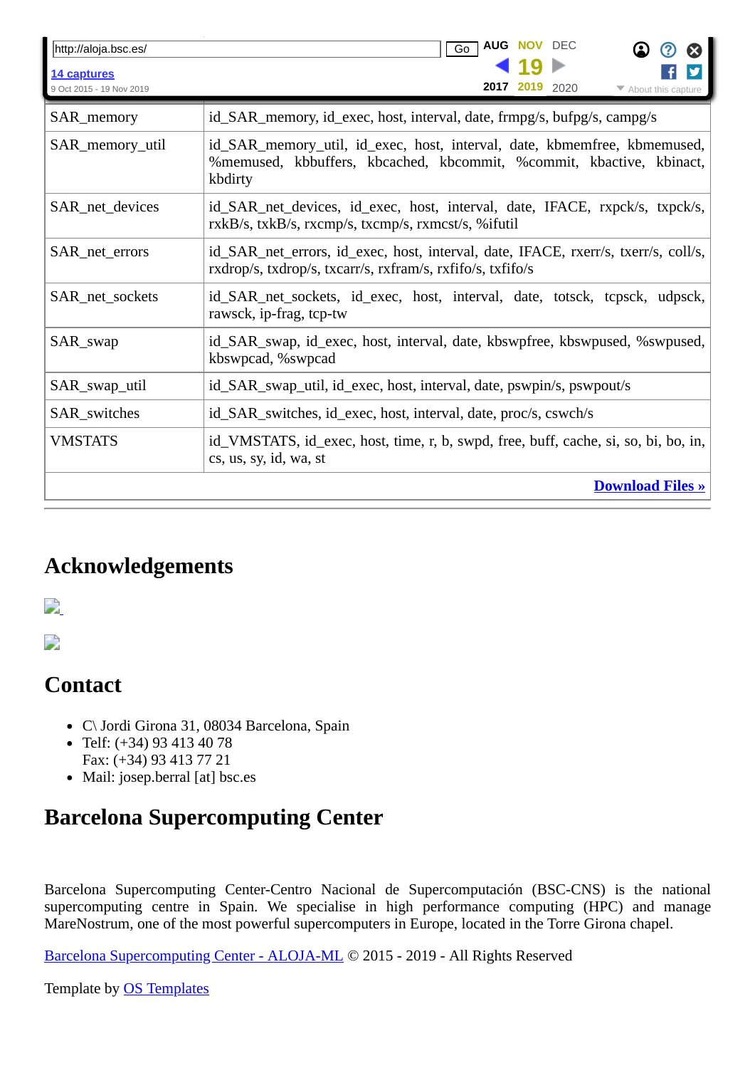| | |
|---|---|
| SAR_memory | id_SAR_memory, id_exec, host, interval, date, frmpg/s, bufpg/s, campg/s |
| SAR_memory_util | id_SAR_memory_util, id_exec, host, interval, date, kbmemfree, kbmemused, %memused, kbbuffers, kbcached, kbcommit, %commit, kbactive, kbinact, kbdirty |
| SAR_net_devices | id_SAR_net_devices, id_exec, host, interval, date, IFACE, rxpck/s, txpck/s, rxkB/s, txkB/s, rxcmp/s, txcmp/s, rxmcst/s, %ifutil |
| SAR_net_errors | id_SAR_net_errors, id_exec, host, interval, date, IFACE, rxerr/s, txerr/s, coll/s, rxdrop/s, txdrop/s, txcarr/s, rxfram/s, rxfifo/s, txfifo/s |
| SAR_net_sockets | id_SAR_net_sockets, id_exec, host, interval, date, totsck, tcpsck, udpsck, rawsck, ip-frag, tcp-tw |
| SAR_swap | id_SAR_swap, id_exec, host, interval, date, kbswpfree, kbswpused, %swpused, kbswpcad, %swpcad |
| SAR_swap_util | id_SAR_swap_util, id_exec, host, interval, date, pswpin/s, pswpout/s |
| SAR_switches | id_SAR_switches, id_exec, host, interval, date, proc/s, cswch/s |
| VMSTATS | id_VMSTATS, id_exec, host, time, r, b, swpd, free, buff, cache, si, so, bi, bo, in, cs, us, sy, id, wa, st |
| | **Download Files »** |

## Acknowledgements

## Contact

- C\ Jordi Girona 31, 08034 Barcelona, Spain
- Telf: (+34) 93 413 40 78
  Fax: (+34) 93 413 77 21
- Mail: josep.berral [at] bsc.es

## Barcelona Supercomputing Center

Barcelona Supercomputing Center-Centro Nacional de Supercomputación (BSC-CNS) is the national supercomputing centre in Spain. We specialise in high performance computing (HPC) and manage MareNostrum, one of the most powerful supercomputers in Europe, located in the Torre Girona chapel.

Barcelona Supercomputing Center - ALOJA-ML © 2015 - 2019 - All Rights Reserved

Template by OS Templates